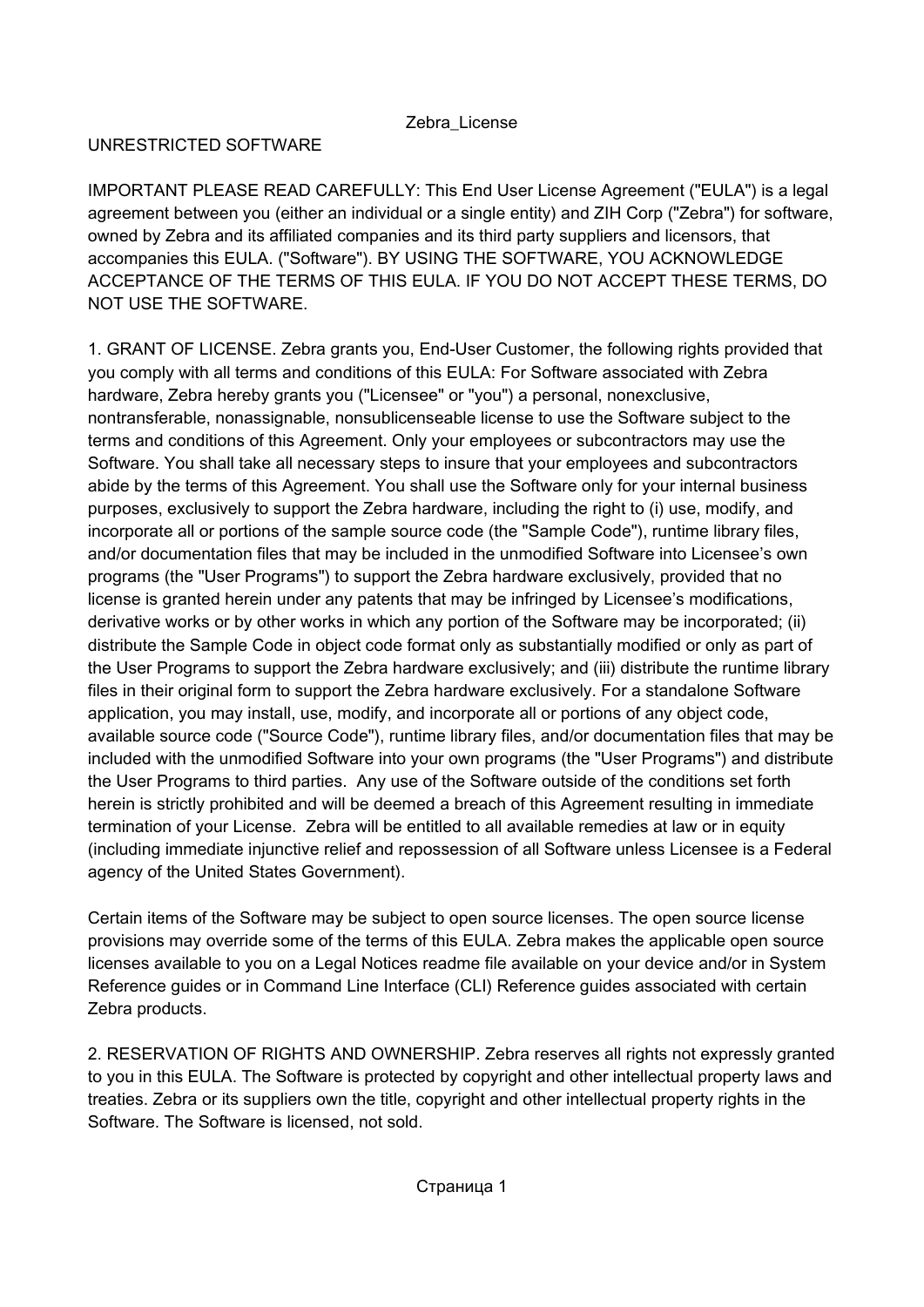# Zebra_License

## UNRESTRICTED SOFTWARE

IMPORTANT PLEASE READ CAREFULLY: This End User License Agreement ("EULA") is a legal agreement between you (either an individual or a single entity) and ZIH Corp ("Zebra") for software, owned by Zebra and its affiliated companies and its third party suppliers and licensors, that accompanies this EULA. ("Software"). BY USING THE SOFTWARE, YOU ACKNOWLEDGE ACCEPTANCE OF THE TERMS OF THIS EULA. IF YOU DO NOT ACCEPT THESE TERMS, DO NOT USE THE SOFTWARE.

1. GRANT OF LICENSE. Zebra grants you, End-User Customer, the following rights provided that you comply with all terms and conditions of this EULA: For Software associated with Zebra hardware, Zebra hereby grants you ("Licensee" or "you") a personal, nonexclusive, nontransferable, nonassignable, nonsublicenseable license to use the Software subject to the terms and conditions of this Agreement. Only your employees or subcontractors may use the Software. You shall take all necessary steps to insure that your employees and subcontractors abide by the terms of this Agreement. You shall use the Software only for your internal business purposes, exclusively to support the Zebra hardware, including the right to (i) use, modify, and incorporate all or portions of the sample source code (the "Sample Code"), runtime library files, and/or documentation files that may be included in the unmodified Software into Licensee's own programs (the "User Programs") to support the Zebra hardware exclusively, provided that no license is granted herein under any patents that may be infringed by Licensee's modifications, derivative works or by other works in which any portion of the Software may be incorporated; (ii) distribute the Sample Code in object code format only as substantially modified or only as part of the User Programs to support the Zebra hardware exclusively; and (iii) distribute the runtime library files in their original form to support the Zebra hardware exclusively. For a standalone Software application, you may install, use, modify, and incorporate all or portions of any object code, available source code ("Source Code"), runtime library files, and/or documentation files that may be included with the unmodified Software into your own programs (the "User Programs") and distribute the User Programs to third parties. Any use of the Software outside of the conditions set forth herein is strictly prohibited and will be deemed a breach of this Agreement resulting in immediate termination of your License. Zebra will be entitled to all available remedies at law or in equity (including immediate injunctive relief and repossession of all Software unless Licensee is a Federal agency of the United States Government).

Certain items of the Software may be subject to open source licenses. The open source license provisions may override some of the terms of this EULA. Zebra makes the applicable open source licenses available to you on a Legal Notices readme file available on your device and/or in System Reference guides or in Command Line Interface (CLI) Reference guides associated with certain Zebra products.

2. RESERVATION OF RIGHTS AND OWNERSHIP. Zebra reserves all rights not expressly granted to you in this EULA. The Software is protected by copyright and other intellectual property laws and treaties. Zebra or its suppliers own the title, copyright and other intellectual property rights in the Software. The Software is licensed, not sold.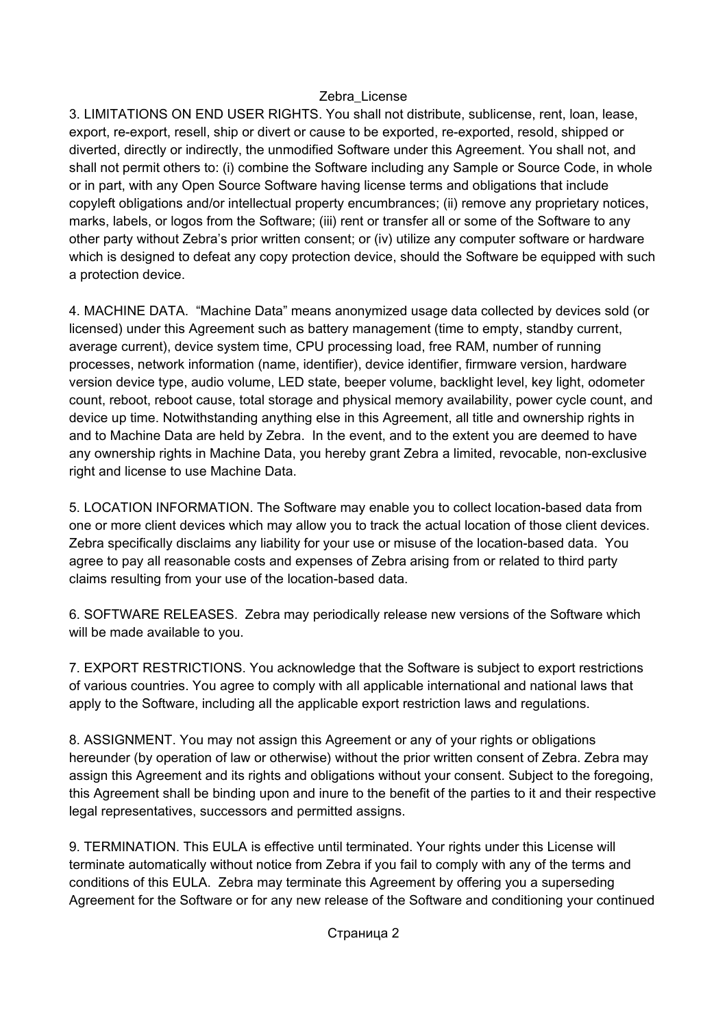3. LIMITATIONS ON END USER RIGHTS. You shall not distribute, sublicense, rent, loan, lease, export, re-export, resell, ship or divert or cause to be exported, re-exported, resold, shipped or diverted, directly or indirectly, the unmodified Software under this Agreement. You shall not, and shall not permit others to: (i) combine the Software including any Sample or Source Code, in whole or in part, with any Open Source Software having license terms and obligations that include copyleft obligations and/or intellectual property encumbrances; (ii) remove any proprietary notices, marks, labels, or logos from the Software; (iii) rent or transfer all or some of the Software to any other party without Zebra's prior written consent; or (iv) utilize any computer software or hardware which is designed to defeat any copy protection device, should the Software be equipped with such a protection device.

4. MACHINE DATA. "Machine Data" means anonymized usage data collected by devices sold (or licensed) under this Agreement such as battery management (time to empty, standby current, average current), device system time, CPU processing load, free RAM, number of running processes, network information (name, identifier), device identifier, firmware version, hardware version device type, audio volume, LED state, beeper volume, backlight level, key light, odometer count, reboot, reboot cause, total storage and physical memory availability, power cycle count, and device up time. Notwithstanding anything else in this Agreement, all title and ownership rights in and to Machine Data are held by Zebra. In the event, and to the extent you are deemed to have any ownership rights in Machine Data, you hereby grant Zebra a limited, revocable, non-exclusive right and license to use Machine Data.

5. LOCATION INFORMATION. The Software may enable you to collect location-based data from one or more client devices which may allow you to track the actual location of those client devices. Zebra specifically disclaims any liability for your use or misuse of the location-based data. You agree to pay all reasonable costs and expenses of Zebra arising from or related to third party claims resulting from your use of the location-based data.

6. SOFTWARE RELEASES. Zebra may periodically release new versions of the Software which will be made available to you.

7. EXPORT RESTRICTIONS. You acknowledge that the Software is subject to export restrictions of various countries. You agree to comply with all applicable international and national laws that apply to the Software, including all the applicable export restriction laws and regulations.

8. ASSIGNMENT. You may not assign this Agreement or any of your rights or obligations hereunder (by operation of law or otherwise) without the prior written consent of Zebra. Zebra may assign this Agreement and its rights and obligations without your consent. Subject to the foregoing, this Agreement shall be binding upon and inure to the benefit of the parties to it and their respective legal representatives, successors and permitted assigns.

9. TERMINATION. This EULA is effective until terminated. Your rights under this License will terminate automatically without notice from Zebra if you fail to comply with any of the terms and conditions of this EULA. Zebra may terminate this Agreement by offering you a superseding Agreement for the Software or for any new release of the Software and conditioning your continued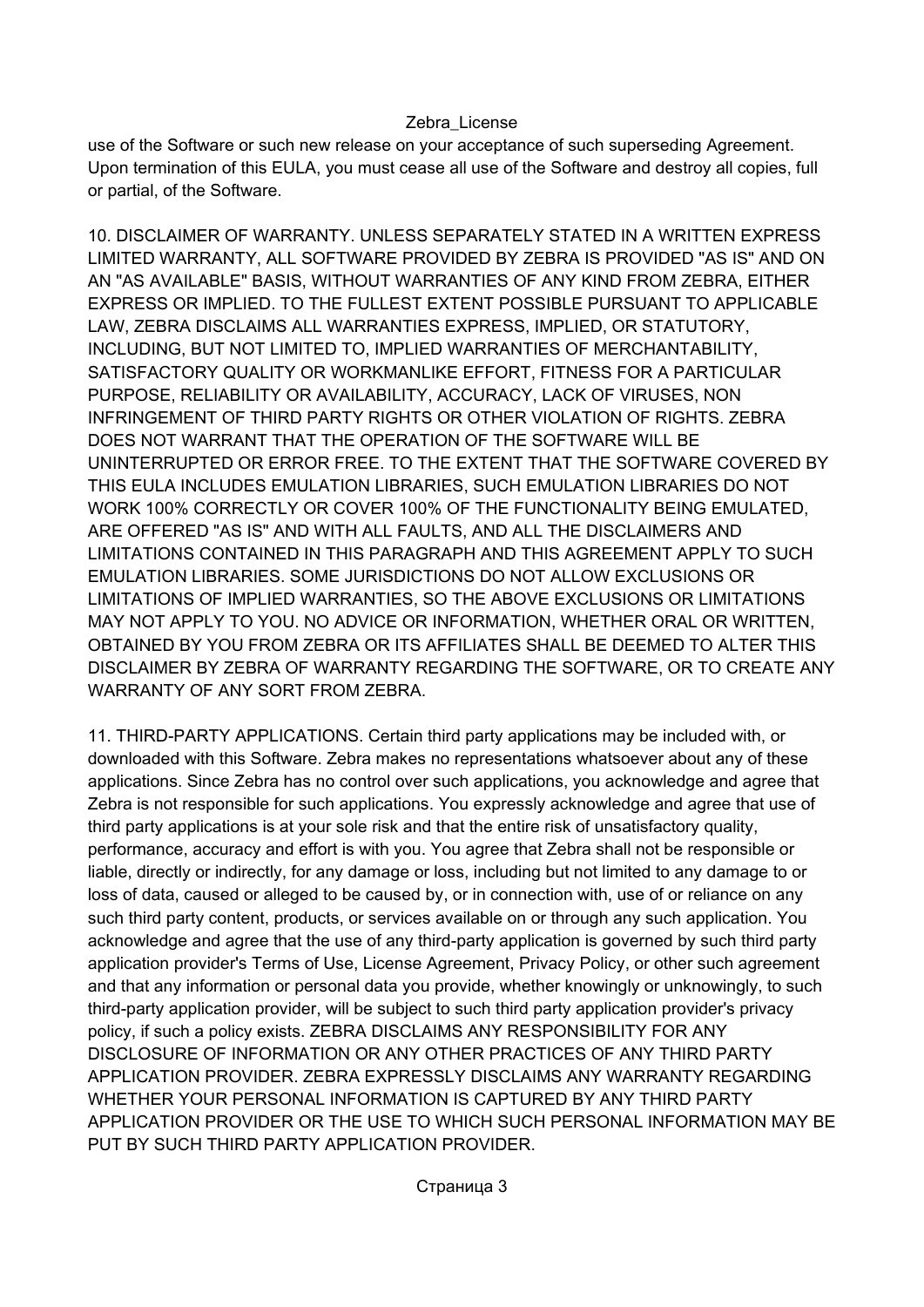use of the Software or such new release on your acceptance of such superseding Agreement. Upon termination of this EULA, you must cease all use of the Software and destroy all copies, full or partial, of the Software.

10. DISCLAIMER OF WARRANTY. UNLESS SEPARATELY STATED IN A WRITTEN EXPRESS LIMITED WARRANTY, ALL SOFTWARE PROVIDED BY ZEBRA IS PROVIDED "AS IS" AND ON AN "AS AVAILABLE" BASIS, WITHOUT WARRANTIES OF ANY KIND FROM ZEBRA, EITHER EXPRESS OR IMPLIED. TO THE FULLEST EXTENT POSSIBLE PURSUANT TO APPLICABLE LAW, ZEBRA DISCLAIMS ALL WARRANTIES EXPRESS, IMPLIED, OR STATUTORY, INCLUDING, BUT NOT LIMITED TO, IMPLIED WARRANTIES OF MERCHANTABILITY, SATISFACTORY QUALITY OR WORKMANLIKE EFFORT, FITNESS FOR A PARTICULAR PURPOSE, RELIABILITY OR AVAILABILITY, ACCURACY, LACK OF VIRUSES, NON INFRINGEMENT OF THIRD PARTY RIGHTS OR OTHER VIOLATION OF RIGHTS. ZEBRA DOES NOT WARRANT THAT THE OPERATION OF THE SOFTWARE WILL BE UNINTERRUPTED OR ERROR FREE. TO THE EXTENT THAT THE SOFTWARE COVERED BY THIS EULA INCLUDES EMULATION LIBRARIES, SUCH EMULATION LIBRARIES DO NOT WORK 100% CORRECTLY OR COVER 100% OF THE FUNCTIONALITY BEING EMULATED, ARE OFFERED "AS IS" AND WITH ALL FAULTS, AND ALL THE DISCLAIMERS AND LIMITATIONS CONTAINED IN THIS PARAGRAPH AND THIS AGREEMENT APPLY TO SUCH EMULATION LIBRARIES. SOME JURISDICTIONS DO NOT ALLOW EXCLUSIONS OR LIMITATIONS OF IMPLIED WARRANTIES, SO THE ABOVE EXCLUSIONS OR LIMITATIONS MAY NOT APPLY TO YOU. NO ADVICE OR INFORMATION, WHETHER ORAL OR WRITTEN, OBTAINED BY YOU FROM ZEBRA OR ITS AFFILIATES SHALL BE DEEMED TO ALTER THIS DISCLAIMER BY ZEBRA OF WARRANTY REGARDING THE SOFTWARE, OR TO CREATE ANY WARRANTY OF ANY SORT FROM ZEBRA.

11. THIRD-PARTY APPLICATIONS. Certain third party applications may be included with, or downloaded with this Software. Zebra makes no representations whatsoever about any of these applications. Since Zebra has no control over such applications, you acknowledge and agree that Zebra is not responsible for such applications. You expressly acknowledge and agree that use of third party applications is at your sole risk and that the entire risk of unsatisfactory quality, performance, accuracy and effort is with you. You agree that Zebra shall not be responsible or liable, directly or indirectly, for any damage or loss, including but not limited to any damage to or loss of data, caused or alleged to be caused by, or in connection with, use of or reliance on any such third party content, products, or services available on or through any such application. You acknowledge and agree that the use of any third-party application is governed by such third party application provider's Terms of Use, License Agreement, Privacy Policy, or other such agreement and that any information or personal data you provide, whether knowingly or unknowingly, to such third-party application provider, will be subject to such third party application provider's privacy policy, if such a policy exists. ZEBRA DISCLAIMS ANY RESPONSIBILITY FOR ANY DISCLOSURE OF INFORMATION OR ANY OTHER PRACTICES OF ANY THIRD PARTY APPLICATION PROVIDER. ZEBRA EXPRESSLY DISCLAIMS ANY WARRANTY REGARDING WHETHER YOUR PERSONAL INFORMATION IS CAPTURED BY ANY THIRD PARTY APPLICATION PROVIDER OR THE USE TO WHICH SUCH PERSONAL INFORMATION MAY BE PUT BY SUCH THIRD PARTY APPLICATION PROVIDER.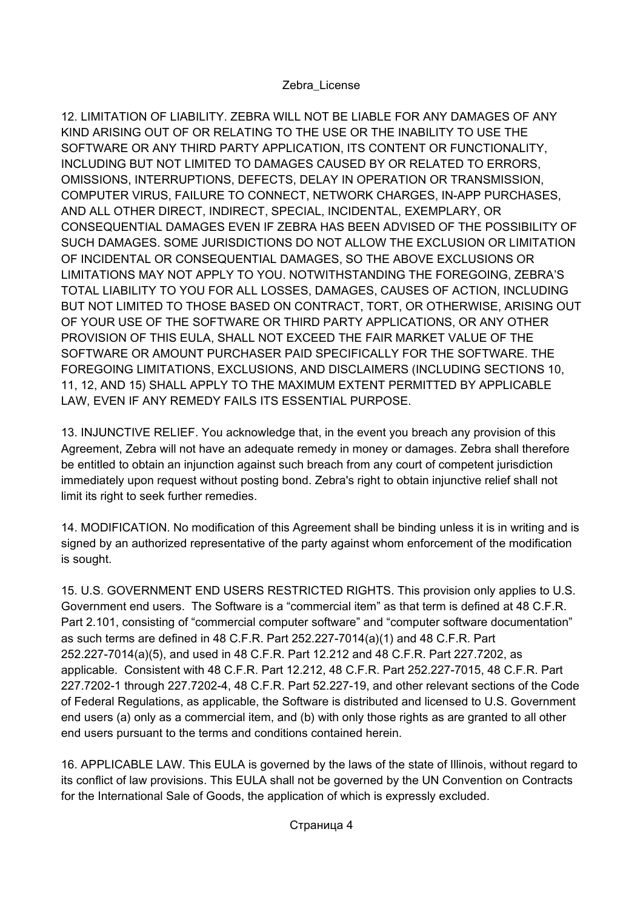12. LIMITATION OF LIABILITY. ZEBRA WILL NOT BE LIABLE FOR ANY DAMAGES OF ANY KIND ARISING OUT OF OR RELATING TO THE USE OR THE INABILITY TO USE THE SOFTWARE OR ANY THIRD PARTY APPLICATION, ITS CONTENT OR FUNCTIONALITY, INCLUDING BUT NOT LIMITED TO DAMAGES CAUSED BY OR RELATED TO ERRORS, OMISSIONS, INTERRUPTIONS, DEFECTS, DELAY IN OPERATION OR TRANSMISSION, COMPUTER VIRUS, FAILURE TO CONNECT, NETWORK CHARGES, IN-APP PURCHASES, AND ALL OTHER DIRECT, INDIRECT, SPECIAL, INCIDENTAL, EXEMPLARY, OR CONSEQUENTIAL DAMAGES EVEN IF ZEBRA HAS BEEN ADVISED OF THE POSSIBILITY OF SUCH DAMAGES. SOME JURISDICTIONS DO NOT ALLOW THE EXCLUSION OR LIMITATION OF INCIDENTAL OR CONSEQUENTIAL DAMAGES, SO THE ABOVE EXCLUSIONS OR LIMITATIONS MAY NOT APPLY TO YOU. NOTWITHSTANDING THE FOREGOING, ZEBRA'S TOTAL LIABILITY TO YOU FOR ALL LOSSES, DAMAGES, CAUSES OF ACTION, INCLUDING BUT NOT LIMITED TO THOSE BASED ON CONTRACT, TORT, OR OTHERWISE, ARISING OUT OF YOUR USE OF THE SOFTWARE OR THIRD PARTY APPLICATIONS, OR ANY OTHER PROVISION OF THIS EULA, SHALL NOT EXCEED THE FAIR MARKET VALUE OF THE SOFTWARE OR AMOUNT PURCHASER PAID SPECIFICALLY FOR THE SOFTWARE. THE FOREGOING LIMITATIONS, EXCLUSIONS, AND DISCLAIMERS (INCLUDING SECTIONS 10, 11, 12, AND 15) SHALL APPLY TO THE MAXIMUM EXTENT PERMITTED BY APPLICABLE LAW, EVEN IF ANY REMEDY FAILS ITS ESSENTIAL PURPOSE.

13. INJUNCTIVE RELIEF. You acknowledge that, in the event you breach any provision of this Agreement, Zebra will not have an adequate remedy in money or damages. Zebra shall therefore be entitled to obtain an injunction against such breach from any court of competent jurisdiction immediately upon request without posting bond. Zebra's right to obtain injunctive relief shall not limit its right to seek further remedies.

14. MODIFICATION. No modification of this Agreement shall be binding unless it is in writing and is signed by an authorized representative of the party against whom enforcement of the modification is sought.

15. U.S. GOVERNMENT END USERS RESTRICTED RIGHTS. This provision only applies to U.S. Government end users. The Software is a "commercial item" as that term is defined at 48 C.F.R. Part 2.101, consisting of "commercial computer software" and "computer software documentation" as such terms are defined in 48 C.F.R. Part 252.227-7014(a)(1) and 48 C.F.R. Part 252.227-7014(a)(5), and used in 48 C.F.R. Part 12.212 and 48 C.F.R. Part 227.7202, as applicable. Consistent with 48 C.F.R. Part 12.212, 48 C.F.R. Part 252.227-7015, 48 C.F.R. Part 227.7202-1 through 227.7202-4, 48 C.F.R. Part 52.227-19, and other relevant sections of the Code of Federal Regulations, as applicable, the Software is distributed and licensed to U.S. Government end users (a) only as a commercial item, and (b) with only those rights as are granted to all other end users pursuant to the terms and conditions contained herein.

16. APPLICABLE LAW. This EULA is governed by the laws of the state of Illinois, without regard to its conflict of law provisions. This EULA shall not be governed by the UN Convention on Contracts for the International Sale of Goods, the application of which is expressly excluded.